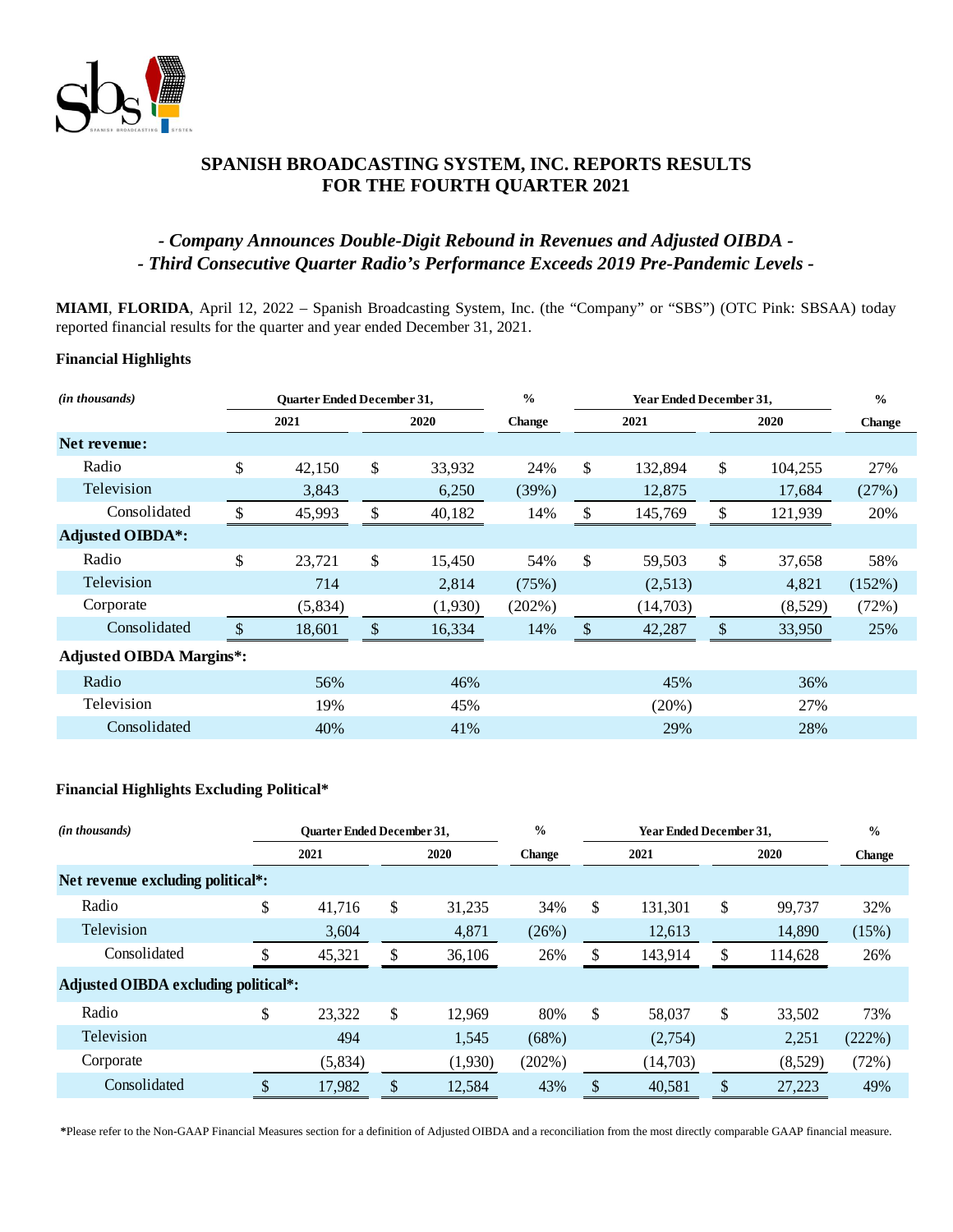# SPANISH BROADCASTING SYSTEM, INC. REPORTS RESULTS FOR THE FOURTH QUARTER 2021

## *- Company Announces Double-Digit Rebound in Revenues and Adjusted OIBDA -*
## *- Third Consecutive Quarter Radio's Performance Exceeds 2019 Pre-Pandemic Levels -*

**MIAMI**, **FLORIDA**, April 12, 2022 – Spanish Broadcasting System, Inc. (the "Company" or "SBS") (OTC Pink: SBSAA) today reported financial results for the quarter and year ended December 31, 2021.

### Financial Highlights

| *(in thousands)* | Quarter Ended December 31, | | % | Year Ended December 31, | | % |
|---|---|---|---|---|---|---|
| | 2021 | 2020 | Change | 2021 | 2020 | Change |
| **Net revenue:** | | | | | | |
| Radio | $ 42,150 | $ 33,932 | 24% | $ 132,894 | $ 104,255 | 27% |
| Television | 3,843 | 6,250 | (39%) | 12,875 | 17,684 | (27%) |
| Consolidated | $ 45,993 | $ 40,182 | 14% | $ 145,769 | $ 121,939 | 20% |
| **Adjusted OIBDA\*:** | | | | | | |
| Radio | $ 23,721 | $ 15,450 | 54% | $ 59,503 | $ 37,658 | 58% |
| Television | 714 | 2,814 | (75%) | (2,513) | 4,821 | (152%) |
| Corporate | (5,834) | (1,930) | (202%) | (14,703) | (8,529) | (72%) |
| Consolidated | $ 18,601 | $ 16,334 | 14% | $ 42,287 | $ 33,950 | 25% |
| **Adjusted OIBDA Margins\*:** | | | | | | |
| Radio | 56% | 46% | | 45% | 36% | |
| Television | 19% | 45% | | (20%) | 27% | |
| Consolidated | 40% | 41% | | 29% | 28% | |

### Financial Highlights Excluding Political*

| *(in thousands)* | Quarter Ended December 31, | | % | Year Ended December 31, | | % |
|---|---|---|---|---|---|---|
| | 2021 | 2020 | Change | 2021 | 2020 | Change |
| **Net revenue excluding political\*:** | | | | | | |
| Radio | $ 41,716 | $ 31,235 | 34% | $ 131,301 | $ 99,737 | 32% |
| Television | 3,604 | 4,871 | (26%) | 12,613 | 14,890 | (15%) |
| Consolidated | $ 45,321 | $ 36,106 | 26% | $ 143,914 | $ 114,628 | 26% |
| **Adjusted OIBDA excluding political\*:** | | | | | | |
| Radio | $ 23,322 | $ 12,969 | 80% | $ 58,037 | $ 33,502 | 73% |
| Television | 494 | 1,545 | (68%) | (2,754) | 2,251 | (222%) |
| Corporate | (5,834) | (1,930) | (202%) | (14,703) | (8,529) | (72%) |
| Consolidated | $ 17,982 | $ 12,584 | 43% | $ 40,581 | $ 27,223 | 49% |

\*Please refer to the Non-GAAP Financial Measures section for a definition of Adjusted OIBDA and a reconciliation from the most directly comparable GAAP financial measure.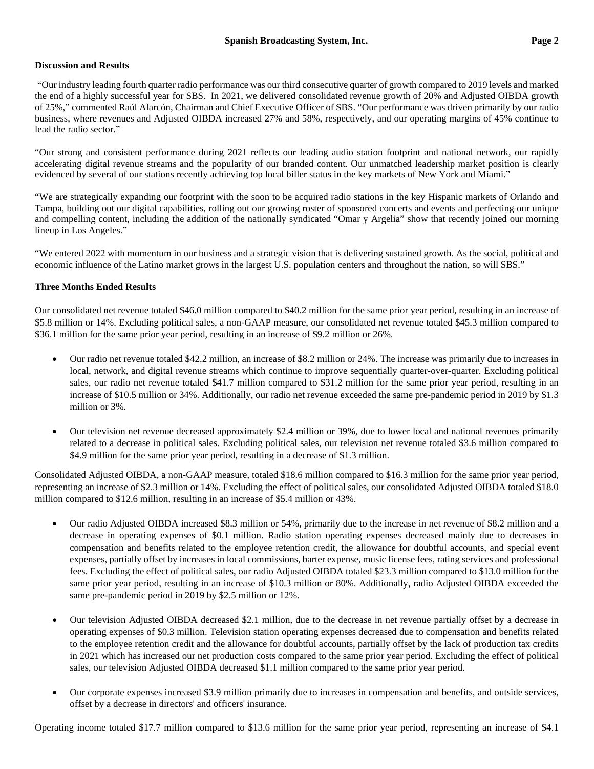**Discussion and Results**

"Our industry leading fourth quarter radio performance was our third consecutive quarter of growth compared to 2019 levels and marked the end of a highly successful year for SBS. In 2021, we delivered consolidated revenue growth of 20% and Adjusted OIBDA growth of 25%," commented Raúl Alarcón, Chairman and Chief Executive Officer of SBS. "Our performance was driven primarily by our radio business, where revenues and Adjusted OIBDA increased 27% and 58%, respectively, and our operating margins of 45% continue to lead the radio sector."

"Our strong and consistent performance during 2021 reflects our leading audio station footprint and national network, our rapidly accelerating digital revenue streams and the popularity of our branded content. Our unmatched leadership market position is clearly evidenced by several of our stations recently achieving top local biller status in the key markets of New York and Miami."

"We are strategically expanding our footprint with the soon to be acquired radio stations in the key Hispanic markets of Orlando and Tampa, building out our digital capabilities, rolling out our growing roster of sponsored concerts and events and perfecting our unique and compelling content, including the addition of the nationally syndicated "Omar y Argelia" show that recently joined our morning lineup in Los Angeles."

"We entered 2022 with momentum in our business and a strategic vision that is delivering sustained growth. As the social, political and economic influence of the Latino market grows in the largest U.S. population centers and throughout the nation, so will SBS."

**Three Months Ended Results**

Our consolidated net revenue totaled $46.0 million compared to $40.2 million for the same prior year period, resulting in an increase of $5.8 million or 14%. Excluding political sales, a non-GAAP measure, our consolidated net revenue totaled $45.3 million compared to $36.1 million for the same prior year period, resulting in an increase of $9.2 million or 26%.

- Our radio net revenue totaled $42.2 million, an increase of $8.2 million or 24%. The increase was primarily due to increases in local, network, and digital revenue streams which continue to improve sequentially quarter-over-quarter. Excluding political sales, our radio net revenue totaled $41.7 million compared to $31.2 million for the same prior year period, resulting in an increase of $10.5 million or 34%. Additionally, our radio net revenue exceeded the same pre-pandemic period in 2019 by $1.3 million or 3%.

- Our television net revenue decreased approximately $2.4 million or 39%, due to lower local and national revenues primarily related to a decrease in political sales. Excluding political sales, our television net revenue totaled $3.6 million compared to $4.9 million for the same prior year period, resulting in a decrease of $1.3 million.

Consolidated Adjusted OIBDA, a non-GAAP measure, totaled $18.6 million compared to $16.3 million for the same prior year period, representing an increase of $2.3 million or 14%. Excluding the effect of political sales, our consolidated Adjusted OIBDA totaled $18.0 million compared to $12.6 million, resulting in an increase of $5.4 million or 43%.

- Our radio Adjusted OIBDA increased $8.3 million or 54%, primarily due to the increase in net revenue of $8.2 million and a decrease in operating expenses of $0.1 million. Radio station operating expenses decreased mainly due to decreases in compensation and benefits related to the employee retention credit, the allowance for doubtful accounts, and special event expenses, partially offset by increases in local commissions, barter expense, music license fees, rating services and professional fees. Excluding the effect of political sales, our radio Adjusted OIBDA totaled $23.3 million compared to $13.0 million for the same prior year period, resulting in an increase of $10.3 million or 80%. Additionally, radio Adjusted OIBDA exceeded the same pre-pandemic period in 2019 by $2.5 million or 12%.

- Our television Adjusted OIBDA decreased $2.1 million, due to the decrease in net revenue partially offset by a decrease in operating expenses of $0.3 million. Television station operating expenses decreased due to compensation and benefits related to the employee retention credit and the allowance for doubtful accounts, partially offset by the lack of production tax credits in 2021 which has increased our net production costs compared to the same prior year period. Excluding the effect of political sales, our television Adjusted OIBDA decreased $1.1 million compared to the same prior year period.

- Our corporate expenses increased $3.9 million primarily due to increases in compensation and benefits, and outside services, offset by a decrease in directors' and officers' insurance.

Operating income totaled $17.7 million compared to $13.6 million for the same prior year period, representing an increase of $4.1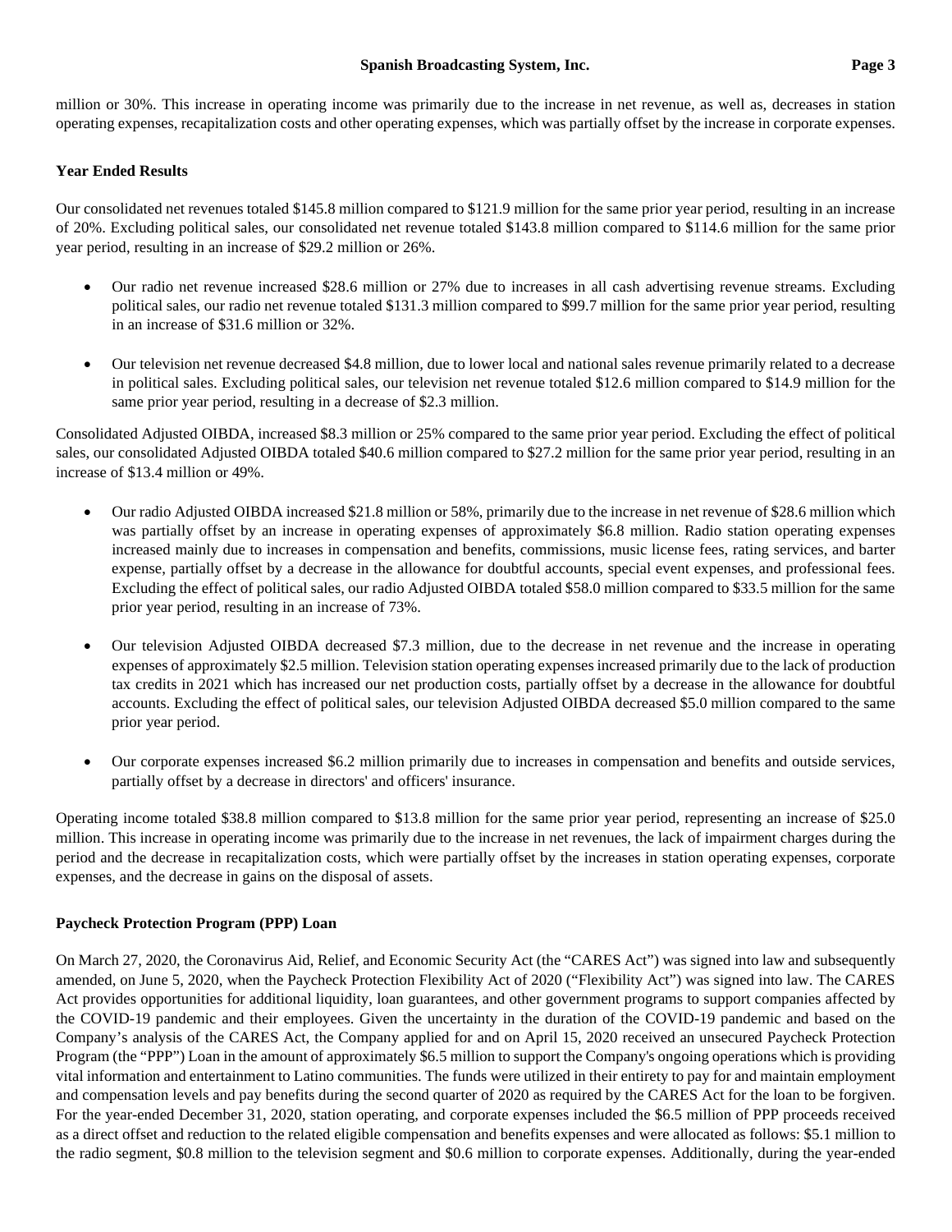million or 30%. This increase in operating income was primarily due to the increase in net revenue, as well as, decreases in station operating expenses, recapitalization costs and other operating expenses, which was partially offset by the increase in corporate expenses.

**Year Ended Results**

Our consolidated net revenues totaled $145.8 million compared to $121.9 million for the same prior year period, resulting in an increase of 20%. Excluding political sales, our consolidated net revenue totaled $143.8 million compared to $114.6 million for the same prior year period, resulting in an increase of $29.2 million or 26%.

- Our radio net revenue increased $28.6 million or 27% due to increases in all cash advertising revenue streams. Excluding political sales, our radio net revenue totaled $131.3 million compared to $99.7 million for the same prior year period, resulting in an increase of $31.6 million or 32%.

- Our television net revenue decreased $4.8 million, due to lower local and national sales revenue primarily related to a decrease in political sales. Excluding political sales, our television net revenue totaled $12.6 million compared to $14.9 million for the same prior year period, resulting in a decrease of $2.3 million.

Consolidated Adjusted OIBDA, increased $8.3 million or 25% compared to the same prior year period. Excluding the effect of political sales, our consolidated Adjusted OIBDA totaled $40.6 million compared to $27.2 million for the same prior year period, resulting in an increase of $13.4 million or 49%.

- Our radio Adjusted OIBDA increased $21.8 million or 58%, primarily due to the increase in net revenue of $28.6 million which was partially offset by an increase in operating expenses of approximately $6.8 million. Radio station operating expenses increased mainly due to increases in compensation and benefits, commissions, music license fees, rating services, and barter expense, partially offset by a decrease in the allowance for doubtful accounts, special event expenses, and professional fees. Excluding the effect of political sales, our radio Adjusted OIBDA totaled $58.0 million compared to $33.5 million for the same prior year period, resulting in an increase of 73%.

- Our television Adjusted OIBDA decreased $7.3 million, due to the decrease in net revenue and the increase in operating expenses of approximately $2.5 million. Television station operating expenses increased primarily due to the lack of production tax credits in 2021 which has increased our net production costs, partially offset by a decrease in the allowance for doubtful accounts. Excluding the effect of political sales, our television Adjusted OIBDA decreased $5.0 million compared to the same prior year period.

- Our corporate expenses increased $6.2 million primarily due to increases in compensation and benefits and outside services, partially offset by a decrease in directors' and officers' insurance.

Operating income totaled $38.8 million compared to $13.8 million for the same prior year period, representing an increase of $25.0 million. This increase in operating income was primarily due to the increase in net revenues, the lack of impairment charges during the period and the decrease in recapitalization costs, which were partially offset by the increases in station operating expenses, corporate expenses, and the decrease in gains on the disposal of assets.

**Paycheck Protection Program (PPP) Loan**

On March 27, 2020, the Coronavirus Aid, Relief, and Economic Security Act (the "CARES Act") was signed into law and subsequently amended, on June 5, 2020, when the Paycheck Protection Flexibility Act of 2020 ("Flexibility Act") was signed into law. The CARES Act provides opportunities for additional liquidity, loan guarantees, and other government programs to support companies affected by the COVID-19 pandemic and their employees. Given the uncertainty in the duration of the COVID-19 pandemic and based on the Company's analysis of the CARES Act, the Company applied for and on April 15, 2020 received an unsecured Paycheck Protection Program (the "PPP") Loan in the amount of approximately $6.5 million to support the Company's ongoing operations which is providing vital information and entertainment to Latino communities. The funds were utilized in their entirety to pay for and maintain employment and compensation levels and pay benefits during the second quarter of 2020 as required by the CARES Act for the loan to be forgiven. For the year-ended December 31, 2020, station operating, and corporate expenses included the $6.5 million of PPP proceeds received as a direct offset and reduction to the related eligible compensation and benefits expenses and were allocated as follows: $5.1 million to the radio segment, $0.8 million to the television segment and $0.6 million to corporate expenses. Additionally, during the year-ended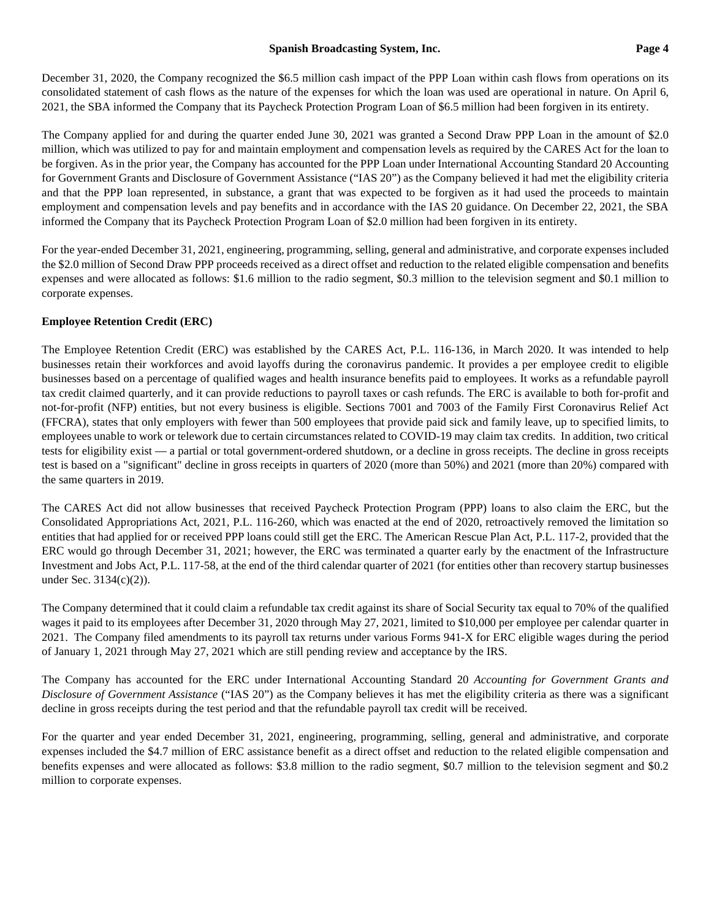December 31, 2020, the Company recognized the $6.5 million cash impact of the PPP Loan within cash flows from operations on its consolidated statement of cash flows as the nature of the expenses for which the loan was used are operational in nature. On April 6, 2021, the SBA informed the Company that its Paycheck Protection Program Loan of $6.5 million had been forgiven in its entirety.

The Company applied for and during the quarter ended June 30, 2021 was granted a Second Draw PPP Loan in the amount of $2.0 million, which was utilized to pay for and maintain employment and compensation levels as required by the CARES Act for the loan to be forgiven. As in the prior year, the Company has accounted for the PPP Loan under International Accounting Standard 20 Accounting for Government Grants and Disclosure of Government Assistance ("IAS 20") as the Company believed it had met the eligibility criteria and that the PPP loan represented, in substance, a grant that was expected to be forgiven as it had used the proceeds to maintain employment and compensation levels and pay benefits and in accordance with the IAS 20 guidance. On December 22, 2021, the SBA informed the Company that its Paycheck Protection Program Loan of $2.0 million had been forgiven in its entirety.

For the year-ended December 31, 2021, engineering, programming, selling, general and administrative, and corporate expenses included the $2.0 million of Second Draw PPP proceeds received as a direct offset and reduction to the related eligible compensation and benefits expenses and were allocated as follows: $1.6 million to the radio segment, $0.3 million to the television segment and $0.1 million to corporate expenses.

**Employee Retention Credit (ERC)**

The Employee Retention Credit (ERC) was established by the CARES Act, P.L. 116-136, in March 2020. It was intended to help businesses retain their workforces and avoid layoffs during the coronavirus pandemic. It provides a per employee credit to eligible businesses based on a percentage of qualified wages and health insurance benefits paid to employees. It works as a refundable payroll tax credit claimed quarterly, and it can provide reductions to payroll taxes or cash refunds. The ERC is available to both for-profit and not-for-profit (NFP) entities, but not every business is eligible. Sections 7001 and 7003 of the Family First Coronavirus Relief Act (FFCRA), states that only employers with fewer than 500 employees that provide paid sick and family leave, up to specified limits, to employees unable to work or telework due to certain circumstances related to COVID-19 may claim tax credits. In addition, two critical tests for eligibility exist — a partial or total government-ordered shutdown, or a decline in gross receipts. The decline in gross receipts test is based on a "significant" decline in gross receipts in quarters of 2020 (more than 50%) and 2021 (more than 20%) compared with the same quarters in 2019.

The CARES Act did not allow businesses that received Paycheck Protection Program (PPP) loans to also claim the ERC, but the Consolidated Appropriations Act, 2021, P.L. 116-260, which was enacted at the end of 2020, retroactively removed the limitation so entities that had applied for or received PPP loans could still get the ERC. The American Rescue Plan Act, P.L. 117-2, provided that the ERC would go through December 31, 2021; however, the ERC was terminated a quarter early by the enactment of the Infrastructure Investment and Jobs Act, P.L. 117-58, at the end of the third calendar quarter of 2021 (for entities other than recovery startup businesses under Sec. 3134(c)(2)).

The Company determined that it could claim a refundable tax credit against its share of Social Security tax equal to 70% of the qualified wages it paid to its employees after December 31, 2020 through May 27, 2021, limited to $10,000 per employee per calendar quarter in 2021. The Company filed amendments to its payroll tax returns under various Forms 941-X for ERC eligible wages during the period of January 1, 2021 through May 27, 2021 which are still pending review and acceptance by the IRS.

The Company has accounted for the ERC under International Accounting Standard 20 *Accounting for Government Grants and Disclosure of Government Assistance* ("IAS 20") as the Company believes it has met the eligibility criteria as there was a significant decline in gross receipts during the test period and that the refundable payroll tax credit will be received.

For the quarter and year ended December 31, 2021, engineering, programming, selling, general and administrative, and corporate expenses included the $4.7 million of ERC assistance benefit as a direct offset and reduction to the related eligible compensation and benefits expenses and were allocated as follows: $3.8 million to the radio segment, $0.7 million to the television segment and $0.2 million to corporate expenses.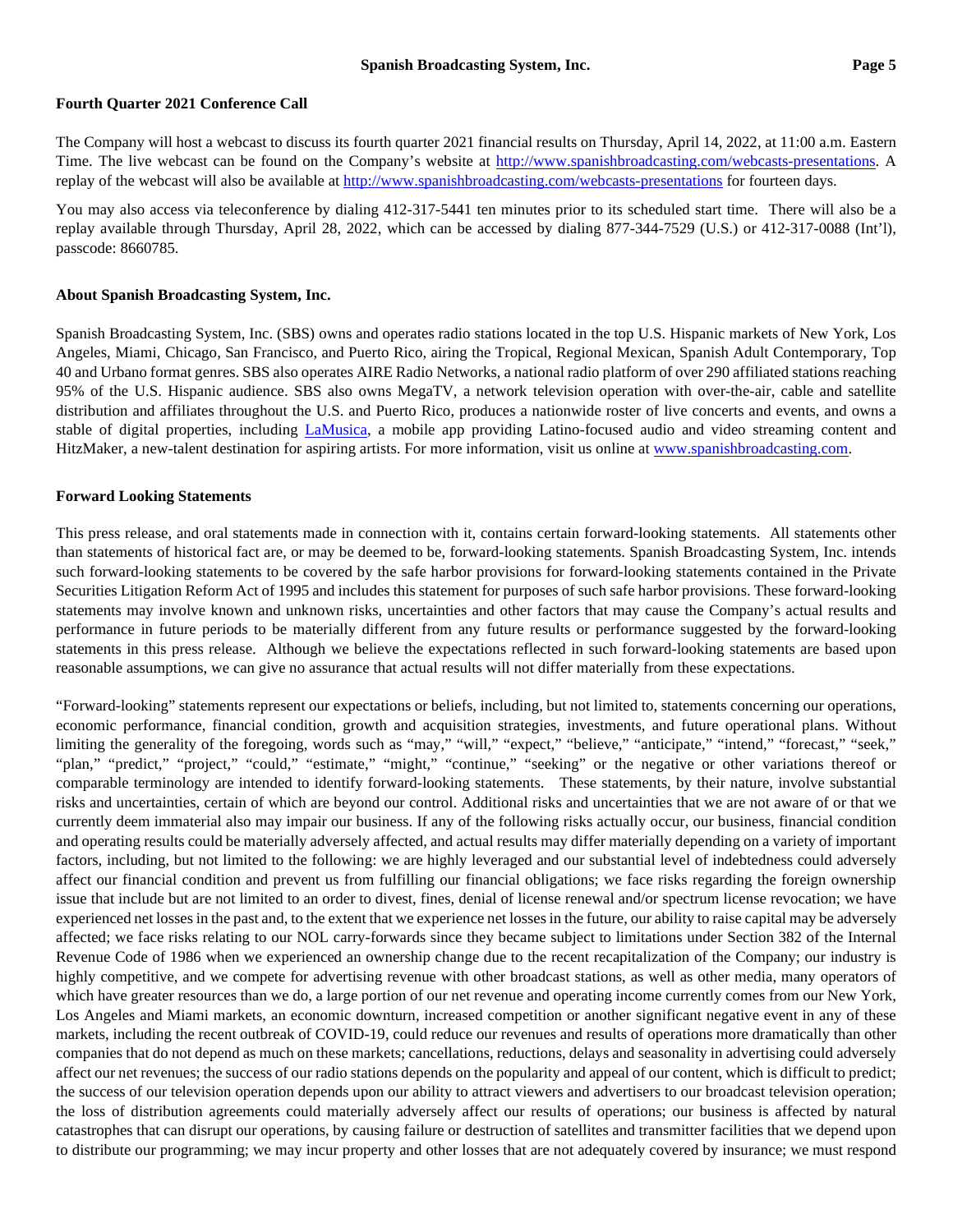**Fourth Quarter 2021 Conference Call**

The Company will host a webcast to discuss its fourth quarter 2021 financial results on Thursday, April 14, 2022, at 11:00 a.m. Eastern Time. The live webcast can be found on the Company's website at [http://www.spanishbroadcasting.com/webcasts-presentations](http://www.spanishbroadcasting.com/webcasts-presentations). A replay of the webcast will also be available at [http://www.spanishbroadcasting.com/webcasts-presentations](http://www.spanishbroadcasting.com/webcasts-presentations) for fourteen days.

You may also access via teleconference by dialing 412-317-5441 ten minutes prior to its scheduled start time. There will also be a replay available through Thursday, April 28, 2022, which can be accessed by dialing 877-344-7529 (U.S.) or 412-317-0088 (Int'l), passcode: 8660785.

**About Spanish Broadcasting System, Inc.**

Spanish Broadcasting System, Inc. (SBS) owns and operates radio stations located in the top U.S. Hispanic markets of New York, Los Angeles, Miami, Chicago, San Francisco, and Puerto Rico, airing the Tropical, Regional Mexican, Spanish Adult Contemporary, Top 40 and Urbano format genres. SBS also operates AIRE Radio Networks, a national radio platform of over 290 affiliated stations reaching 95% of the U.S. Hispanic audience. SBS also owns MegaTV, a network television operation with over-the-air, cable and satellite distribution and affiliates throughout the U.S. and Puerto Rico, produces a nationwide roster of live concerts and events, and owns a stable of digital properties, including [LaMusica](), a mobile app providing Latino-focused audio and video streaming content and HitzMaker, a new-talent destination for aspiring artists. For more information, visit us online at [www.spanishbroadcasting.com](http://www.spanishbroadcasting.com).

**Forward Looking Statements**

This press release, and oral statements made in connection with it, contains certain forward-looking statements. All statements other than statements of historical fact are, or may be deemed to be, forward-looking statements. Spanish Broadcasting System, Inc. intends such forward-looking statements to be covered by the safe harbor provisions for forward-looking statements contained in the Private Securities Litigation Reform Act of 1995 and includes this statement for purposes of such safe harbor provisions. These forward-looking statements may involve known and unknown risks, uncertainties and other factors that may cause the Company's actual results and performance in future periods to be materially different from any future results or performance suggested by the forward-looking statements in this press release. Although we believe the expectations reflected in such forward-looking statements are based upon reasonable assumptions, we can give no assurance that actual results will not differ materially from these expectations.

"Forward-looking" statements represent our expectations or beliefs, including, but not limited to, statements concerning our operations, economic performance, financial condition, growth and acquisition strategies, investments, and future operational plans. Without limiting the generality of the foregoing, words such as "may," "will," "expect," "believe," "anticipate," "intend," "forecast," "seek," "plan," "predict," "project," "could," "estimate," "might," "continue," "seeking" or the negative or other variations thereof or comparable terminology are intended to identify forward-looking statements. These statements, by their nature, involve substantial risks and uncertainties, certain of which are beyond our control. Additional risks and uncertainties that we are not aware of or that we currently deem immaterial also may impair our business. If any of the following risks actually occur, our business, financial condition and operating results could be materially adversely affected, and actual results may differ materially depending on a variety of important factors, including, but not limited to the following: we are highly leveraged and our substantial level of indebtedness could adversely affect our financial condition and prevent us from fulfilling our financial obligations; we face risks regarding the foreign ownership issue that include but are not limited to an order to divest, fines, denial of license renewal and/or spectrum license revocation; we have experienced net losses in the past and, to the extent that we experience net losses in the future, our ability to raise capital may be adversely affected; we face risks relating to our NOL carry-forwards since they became subject to limitations under Section 382 of the Internal Revenue Code of 1986 when we experienced an ownership change due to the recent recapitalization of the Company; our industry is highly competitive, and we compete for advertising revenue with other broadcast stations, as well as other media, many operators of which have greater resources than we do, a large portion of our net revenue and operating income currently comes from our New York, Los Angeles and Miami markets, an economic downturn, increased competition or another significant negative event in any of these markets, including the recent outbreak of COVID-19, could reduce our revenues and results of operations more dramatically than other companies that do not depend as much on these markets; cancellations, reductions, delays and seasonality in advertising could adversely affect our net revenues; the success of our radio stations depends on the popularity and appeal of our content, which is difficult to predict; the success of our television operation depends upon our ability to attract viewers and advertisers to our broadcast television operation; the loss of distribution agreements could materially adversely affect our results of operations; our business is affected by natural catastrophes that can disrupt our operations, by causing failure or destruction of satellites and transmitter facilities that we depend upon to distribute our programming; we may incur property and other losses that are not adequately covered by insurance; we must respond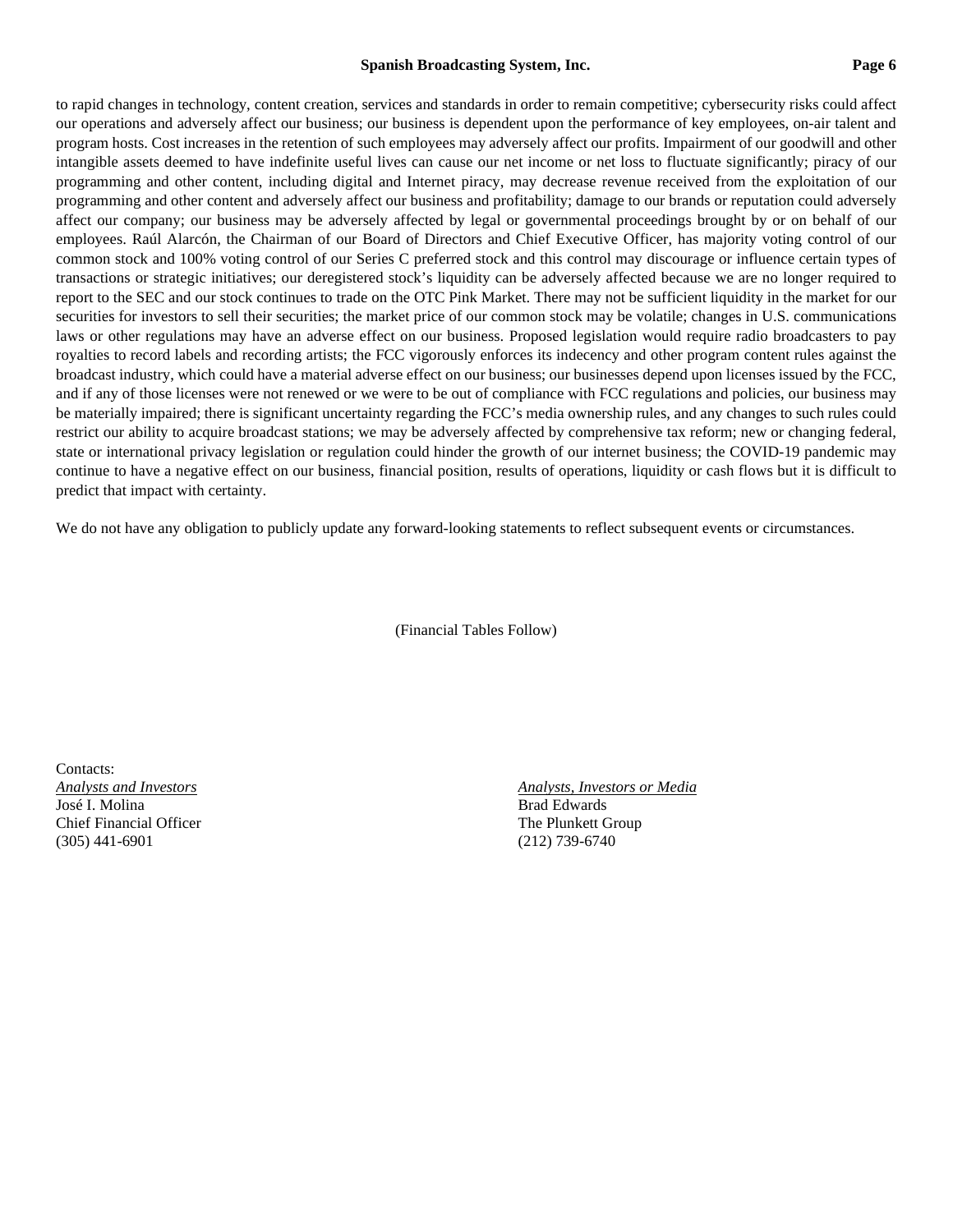to rapid changes in technology, content creation, services and standards in order to remain competitive; cybersecurity risks could affect our operations and adversely affect our business; our business is dependent upon the performance of key employees, on-air talent and program hosts. Cost increases in the retention of such employees may adversely affect our profits. Impairment of our goodwill and other intangible assets deemed to have indefinite useful lives can cause our net income or net loss to fluctuate significantly; piracy of our programming and other content, including digital and Internet piracy, may decrease revenue received from the exploitation of our programming and other content and adversely affect our business and profitability; damage to our brands or reputation could adversely affect our company; our business may be adversely affected by legal or governmental proceedings brought by or on behalf of our employees. Raúl Alarcón, the Chairman of our Board of Directors and Chief Executive Officer, has majority voting control of our common stock and 100% voting control of our Series C preferred stock and this control may discourage or influence certain types of transactions or strategic initiatives; our deregistered stock's liquidity can be adversely affected because we are no longer required to report to the SEC and our stock continues to trade on the OTC Pink Market. There may not be sufficient liquidity in the market for our securities for investors to sell their securities; the market price of our common stock may be volatile; changes in U.S. communications laws or other regulations may have an adverse effect on our business. Proposed legislation would require radio broadcasters to pay royalties to record labels and recording artists; the FCC vigorously enforces its indecency and other program content rules against the broadcast industry, which could have a material adverse effect on our business; our businesses depend upon licenses issued by the FCC, and if any of those licenses were not renewed or we were to be out of compliance with FCC regulations and policies, our business may be materially impaired; there is significant uncertainty regarding the FCC's media ownership rules, and any changes to such rules could restrict our ability to acquire broadcast stations; we may be adversely affected by comprehensive tax reform; new or changing federal, state or international privacy legislation or regulation could hinder the growth of our internet business; the COVID-19 pandemic may continue to have a negative effect on our business, financial position, results of operations, liquidity or cash flows but it is difficult to predict that impact with certainty.

We do not have any obligation to publicly update any forward-looking statements to reflect subsequent events or circumstances.

(Financial Tables Follow)

Contacts:

*Analysts and Investors*
José I. Molina
Chief Financial Officer
(305) 441-6901

*Analysts, Investors or Media*
Brad Edwards
The Plunkett Group
(212) 739-6740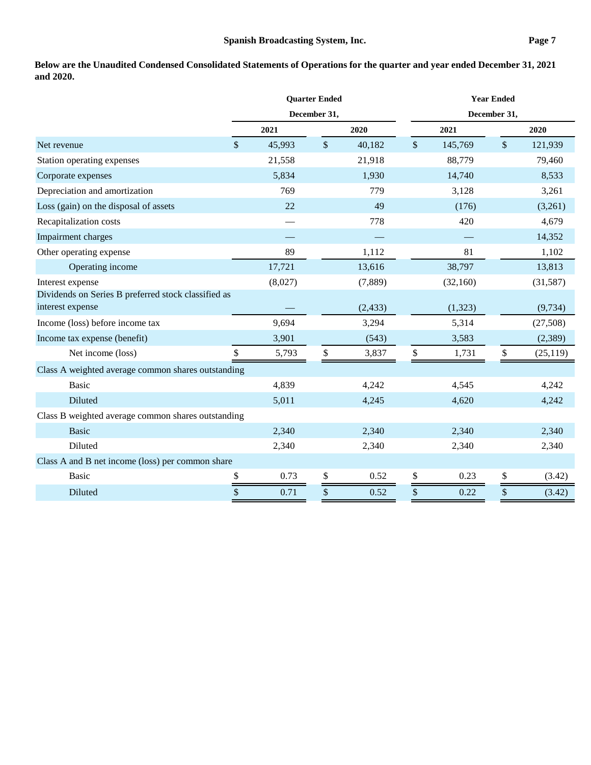**Below are the Unaudited Condensed Consolidated Statements of Operations for the quarter and year ended December 31, 2021 and 2020.**

| | Quarter Ended December 31, | | Year Ended December 31, | |
|---|---|---|---|---|
| | 2021 | 2020 | 2021 | 2020 |
| Net revenue | $ 45,993 | $ 40,182 | $ 145,769 | $ 121,939 |
| Station operating expenses | 21,558 | 21,918 | 88,779 | 79,460 |
| Corporate expenses | 5,834 | 1,930 | 14,740 | 8,533 |
| Depreciation and amortization | 769 | 779 | 3,128 | 3,261 |
| Loss (gain) on the disposal of assets | 22 | 49 | (176) | (3,261) |
| Recapitalization costs | — | 778 | 420 | 4,679 |
| Impairment charges | — | — | — | 14,352 |
| Other operating expense | 89 | 1,112 | 81 | 1,102 |
| Operating income | 17,721 | 13,616 | 38,797 | 13,813 |
| Interest expense | (8,027) | (7,889) | (32,160) | (31,587) |
| Dividends on Series B preferred stock classified as interest expense | — | (2,433) | (1,323) | (9,734) |
| Income (loss) before income tax | 9,694 | 3,294 | 5,314 | (27,508) |
| Income tax expense (benefit) | 3,901 | (543) | 3,583 | (2,389) |
| Net income (loss) | $ 5,793 | $ 3,837 | $ 1,731 | $ (25,119) |
| Class A weighted average common shares outstanding | | | | |
| Basic | 4,839 | 4,242 | 4,545 | 4,242 |
| Diluted | 5,011 | 4,245 | 4,620 | 4,242 |
| Class B weighted average common shares outstanding | | | | |
| Basic | 2,340 | 2,340 | 2,340 | 2,340 |
| Diluted | 2,340 | 2,340 | 2,340 | 2,340 |
| Class A and B net income (loss) per common share | | | | |
| Basic | $ 0.73 | $ 0.52 | $ 0.23 | $ (3.42) |
| Diluted | $ 0.71 | $ 0.52 | $ 0.22 | $ (3.42) |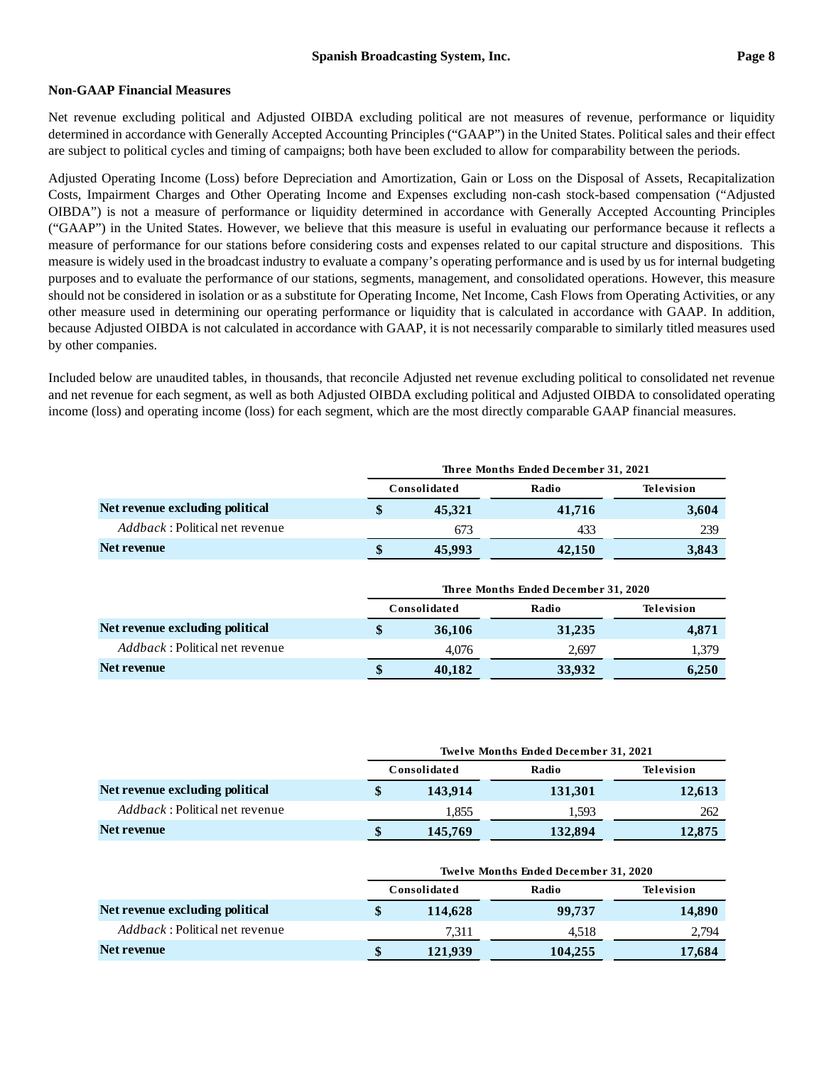**Non-GAAP Financial Measures**

Net revenue excluding political and Adjusted OIBDA excluding political are not measures of revenue, performance or liquidity determined in accordance with Generally Accepted Accounting Principles ("GAAP") in the United States. Political sales and their effect are subject to political cycles and timing of campaigns; both have been excluded to allow for comparability between the periods.

Adjusted Operating Income (Loss) before Depreciation and Amortization, Gain or Loss on the Disposal of Assets, Recapitalization Costs, Impairment Charges and Other Operating Income and Expenses excluding non-cash stock-based compensation ("Adjusted OIBDA") is not a measure of performance or liquidity determined in accordance with Generally Accepted Accounting Principles ("GAAP") in the United States. However, we believe that this measure is useful in evaluating our performance because it reflects a measure of performance for our stations before considering costs and expenses related to our capital structure and dispositions. This measure is widely used in the broadcast industry to evaluate a company's operating performance and is used by us for internal budgeting purposes and to evaluate the performance of our stations, segments, management, and consolidated operations. However, this measure should not be considered in isolation or as a substitute for Operating Income, Net Income, Cash Flows from Operating Activities, or any other measure used in determining our operating performance or liquidity that is calculated in accordance with GAAP. In addition, because Adjusted OIBDA is not calculated in accordance with GAAP, it is not necessarily comparable to similarly titled measures used by other companies.

Included below are unaudited tables, in thousands, that reconcile Adjusted net revenue excluding political to consolidated net revenue and net revenue for each segment, as well as both Adjusted OIBDA excluding political and Adjusted OIBDA to consolidated operating income (loss) and operating income (loss) for each segment, which are the most directly comparable GAAP financial measures.

| | Three Months Ended December 31, 2021 | | |
|---|---|---|---|
| | Consolidated | Radio | Television |
| **Net revenue excluding political** | **$ 45,321** | **41,716** | **3,604** |
| *Addback* : Political net revenue | 673 | 433 | 239 |
| **Net revenue** | **$ 45,993** | **42,150** | **3,843** |

| | Three Months Ended December 31, 2020 | | |
|---|---|---|---|
| | Consolidated | Radio | Television |
| **Net revenue excluding political** | **$ 36,106** | **31,235** | **4,871** |
| *Addback* : Political net revenue | 4,076 | 2,697 | 1,379 |
| **Net revenue** | **$ 40,182** | **33,932** | **6,250** |

| | Twelve Months Ended December 31, 2021 | | |
|---|---|---|---|
| | Consolidated | Radio | Television |
| **Net revenue excluding political** | **$ 143,914** | **131,301** | **12,613** |
| *Addback* : Political net revenue | 1,855 | 1,593 | 262 |
| **Net revenue** | **$ 145,769** | **132,894** | **12,875** |

| | Twelve Months Ended December 31, 2020 | | |
|---|---|---|---|
| | Consolidated | Radio | Television |
| **Net revenue excluding political** | **$ 114,628** | **99,737** | **14,890** |
| *Addback* : Political net revenue | 7,311 | 4,518 | 2,794 |
| **Net revenue** | **$ 121,939** | **104,255** | **17,684** |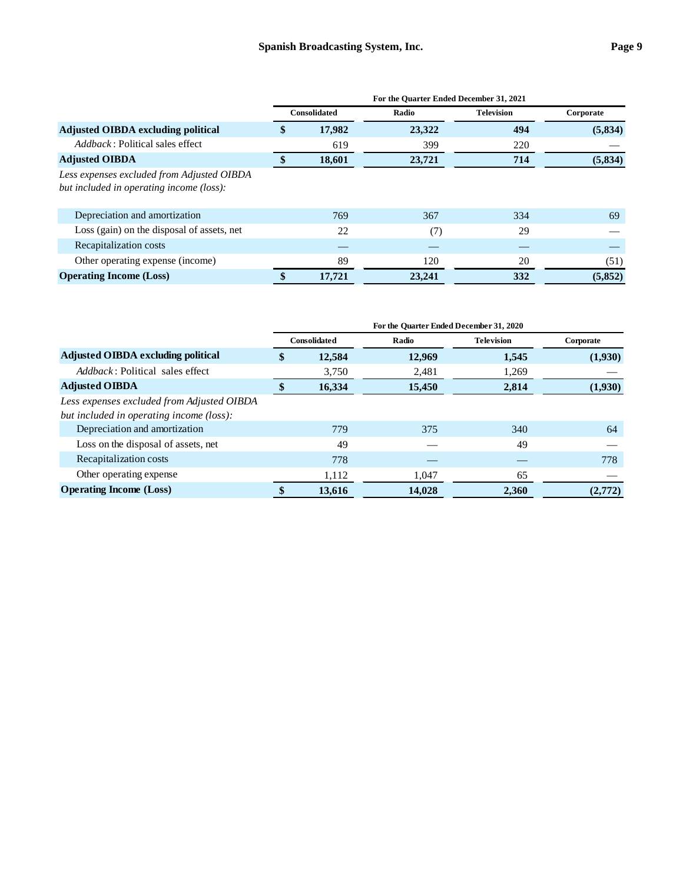| | For the Quarter Ended December 31, 2021 | | | |
|---|---|---|---|---|
| | Consolidated | Radio | Television | Corporate |
| **Adjusted OIBDA excluding political** | **$ 17,982** | **23,322** | **494** | **(5,834)** |
| *Addback*: Political sales effect | 619 | 399 | 220 | — |
| **Adjusted OIBDA** | **$ 18,601** | **23,721** | **714** | **(5,834)** |
| *Less expenses excluded from Adjusted OIBDA but included in operating income (loss):* | | | | |
| Depreciation and amortization | 769 | 367 | 334 | 69 |
| Loss (gain) on the disposal of assets, net | 22 | (7) | 29 | — |
| Recapitalization costs | — | — | — | — |
| Other operating expense (income) | 89 | 120 | 20 | (51) |
| **Operating Income (Loss)** | **$ 17,721** | **23,241** | **332** | **(5,852)** |

| | For the Quarter Ended December 31, 2020 | | | |
|---|---|---|---|---|
| | Consolidated | Radio | Television | Corporate |
| **Adjusted OIBDA excluding political** | **$ 12,584** | **12,969** | **1,545** | **(1,930)** |
| *Addback*: Political sales effect | 3,750 | 2,481 | 1,269 | — |
| **Adjusted OIBDA** | **$ 16,334** | **15,450** | **2,814** | **(1,930)** |
| *Less expenses excluded from Adjusted OIBDA but included in operating income (loss):* | | | | |
| Depreciation and amortization | 779 | 375 | 340 | 64 |
| Loss on the disposal of assets, net | 49 | — | 49 | — |
| Recapitalization costs | 778 | — | — | 778 |
| Other operating expense | 1,112 | 1,047 | 65 | — |
| **Operating Income (Loss)** | **$ 13,616** | **14,028** | **2,360** | **(2,772)** |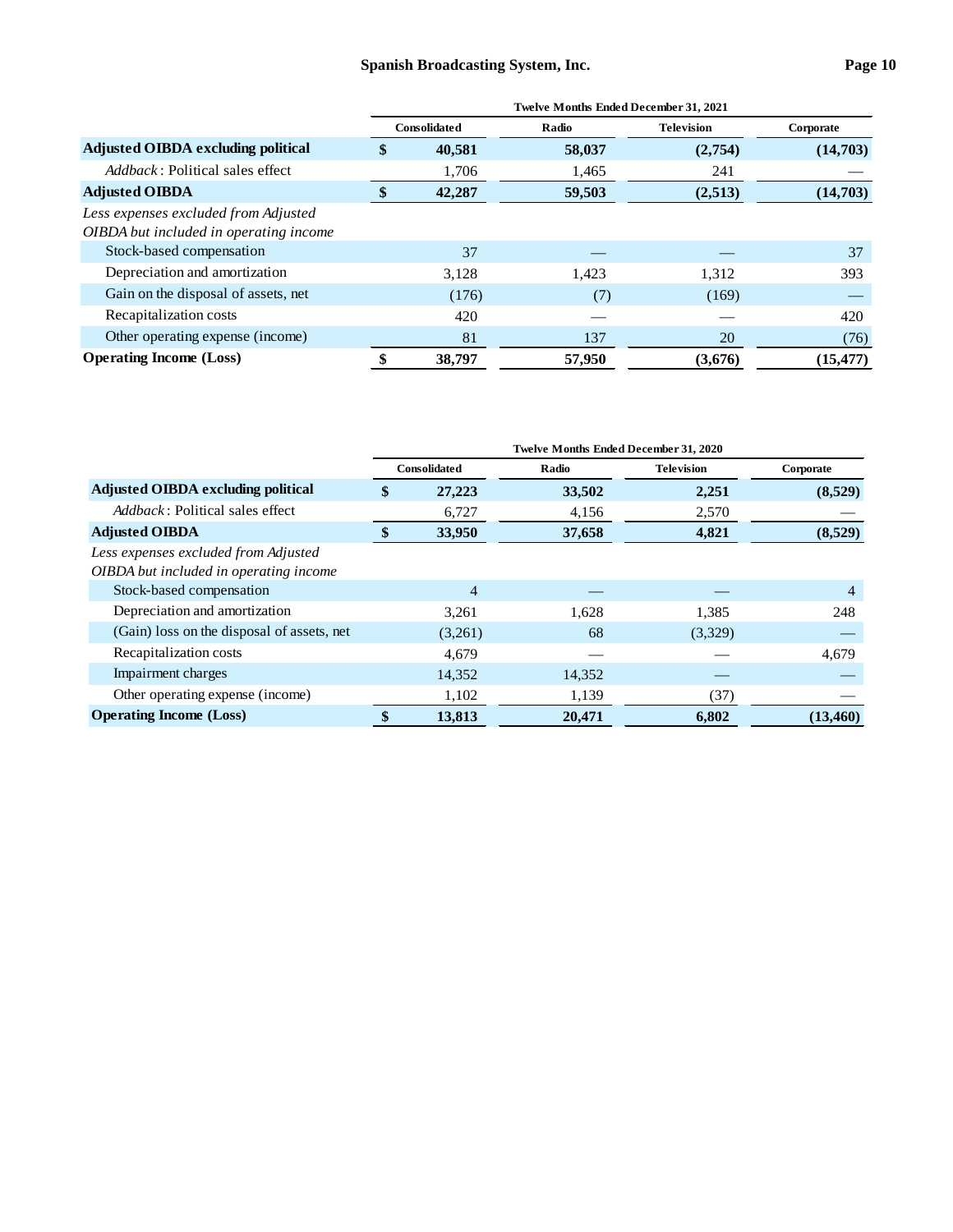| | Twelve Months Ended December 31, 2021 | | | |
|---|---|---|---|---|
| | Consolidated | Radio | Television | Corporate |
| **Adjusted OIBDA excluding political** | **$ 40,581** | **58,037** | **(2,754)** | **(14,703)** |
| *Addback*: Political sales effect | 1,706 | 1,465 | 241 | — |
| **Adjusted OIBDA** | **$ 42,287** | **59,503** | **(2,513)** | **(14,703)** |
| *Less expenses excluded from Adjusted OIBDA but included in operating income* | | | | |
| Stock-based compensation | 37 | — | — | 37 |
| Depreciation and amortization | 3,128 | 1,423 | 1,312 | 393 |
| Gain on the disposal of assets, net | (176) | (7) | (169) | — |
| Recapitalization costs | 420 | — | — | 420 |
| Other operating expense (income) | 81 | 137 | 20 | (76) |
| **Operating Income (Loss)** | **$ 38,797** | **57,950** | **(3,676)** | **(15,477)** |

| | Twelve Months Ended December 31, 2020 | | | |
|---|---|---|---|---|
| | Consolidated | Radio | Television | Corporate |
| **Adjusted OIBDA excluding political** | **$ 27,223** | **33,502** | **2,251** | **(8,529)** |
| *Addback*: Political sales effect | 6,727 | 4,156 | 2,570 | — |
| **Adjusted OIBDA** | **$ 33,950** | **37,658** | **4,821** | **(8,529)** |
| *Less expenses excluded from Adjusted OIBDA but included in operating income* | | | | |
| Stock-based compensation | 4 | — | — | 4 |
| Depreciation and amortization | 3,261 | 1,628 | 1,385 | 248 |
| (Gain) loss on the disposal of assets, net | (3,261) | 68 | (3,329) | — |
| Recapitalization costs | 4,679 | — | — | 4,679 |
| Impairment charges | 14,352 | 14,352 | — | — |
| Other operating expense (income) | 1,102 | 1,139 | (37) | — |
| **Operating Income (Loss)** | **$ 13,813** | **20,471** | **6,802** | **(13,460)** |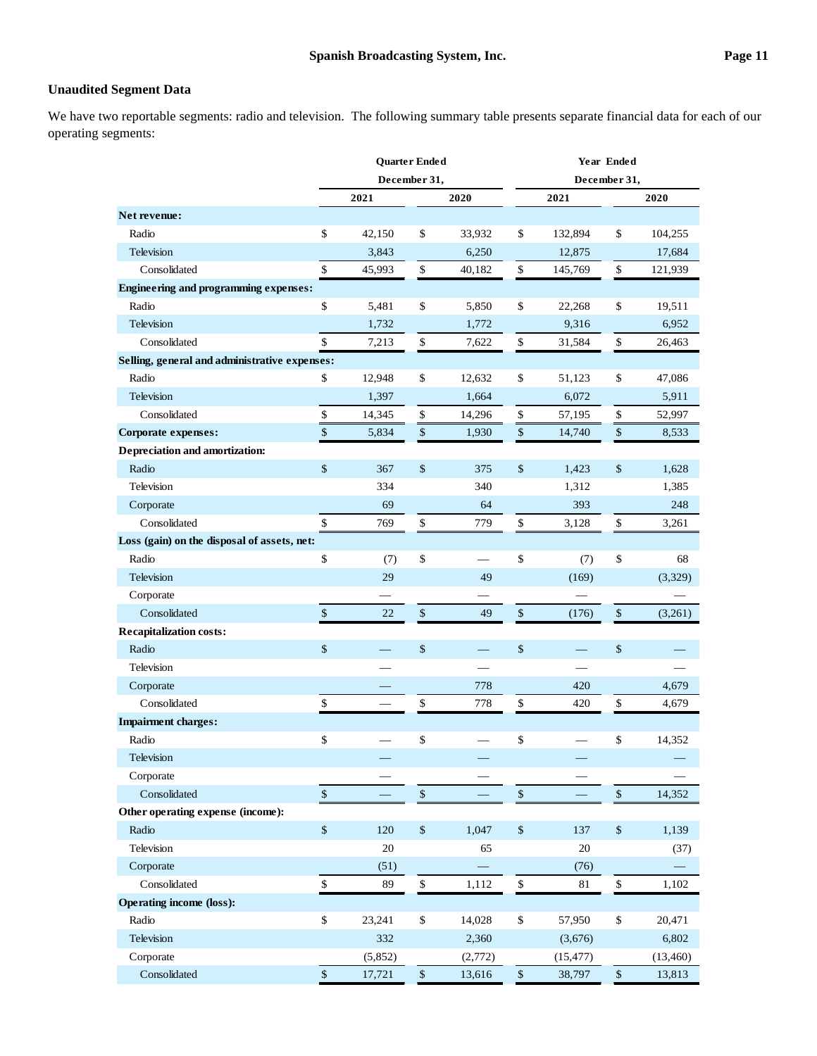### Unaudited Segment Data

We have two reportable segments: radio and television. The following summary table presents separate financial data for each of our operating segments:

| | Quarter Ended December 31, | | Year Ended December 31, | |
|---|---|---|---|---|
| | 2021 | 2020 | 2021 | 2020 |
| **Net revenue:** | | | | |
| Radio | $ 42,150 | $ 33,932 | $ 132,894 | $ 104,255 |
| Television | 3,843 | 6,250 | 12,875 | 17,684 |
| Consolidated | $ 45,993 | $ 40,182 | $ 145,769 | $ 121,939 |
| **Engineering and programming expenses:** | | | | |
| Radio | $ 5,481 | $ 5,850 | $ 22,268 | $ 19,511 |
| Television | 1,732 | 1,772 | 9,316 | 6,952 |
| Consolidated | $ 7,213 | $ 7,622 | $ 31,584 | $ 26,463 |
| **Selling, general and administrative expenses:** | | | | |
| Radio | $ 12,948 | $ 12,632 | $ 51,123 | $ 47,086 |
| Television | 1,397 | 1,664 | 6,072 | 5,911 |
| Consolidated | $ 14,345 | $ 14,296 | $ 57,195 | $ 52,997 |
| **Corporate expenses:** | $ 5,834 | $ 1,930 | $ 14,740 | $ 8,533 |
| **Depreciation and amortization:** | | | | |
| Radio | $ 367 | $ 375 | $ 1,423 | $ 1,628 |
| Television | 334 | 340 | 1,312 | 1,385 |
| Corporate | 69 | 64 | 393 | 248 |
| Consolidated | $ 769 | $ 779 | $ 3,128 | $ 3,261 |
| **Loss (gain) on the disposal of assets, net:** | | | | |
| Radio | $ (7) | $ — | $ (7) | $ 68 |
| Television | 29 | 49 | (169) | (3,329) |
| Corporate | — | — | — | — |
| Consolidated | $ 22 | $ 49 | $ (176) | $ (3,261) |
| **Recapitalization costs:** | | | | |
| Radio | $ — | $ — | $ — | $ — |
| Television | — | — | — | — |
| Corporate | — | 778 | 420 | 4,679 |
| Consolidated | $ — | $ 778 | $ 420 | $ 4,679 |
| **Impairment charges:** | | | | |
| Radio | $ — | $ — | $ — | $ 14,352 |
| Television | — | — | — | — |
| Corporate | — | — | — | — |
| Consolidated | $ — | $ — | $ — | $ 14,352 |
| **Other operating expense (income):** | | | | |
| Radio | $ 120 | $ 1,047 | $ 137 | $ 1,139 |
| Television | 20 | 65 | 20 | (37) |
| Corporate | (51) | — | (76) | — |
| Consolidated | $ 89 | $ 1,112 | $ 81 | $ 1,102 |
| **Operating income (loss):** | | | | |
| Radio | $ 23,241 | $ 14,028 | $ 57,950 | $ 20,471 |
| Television | 332 | 2,360 | (3,676) | 6,802 |
| Corporate | (5,852) | (2,772) | (15,477) | (13,460) |
| Consolidated | $ 17,721 | $ 13,616 | $ 38,797 | $ 13,813 |